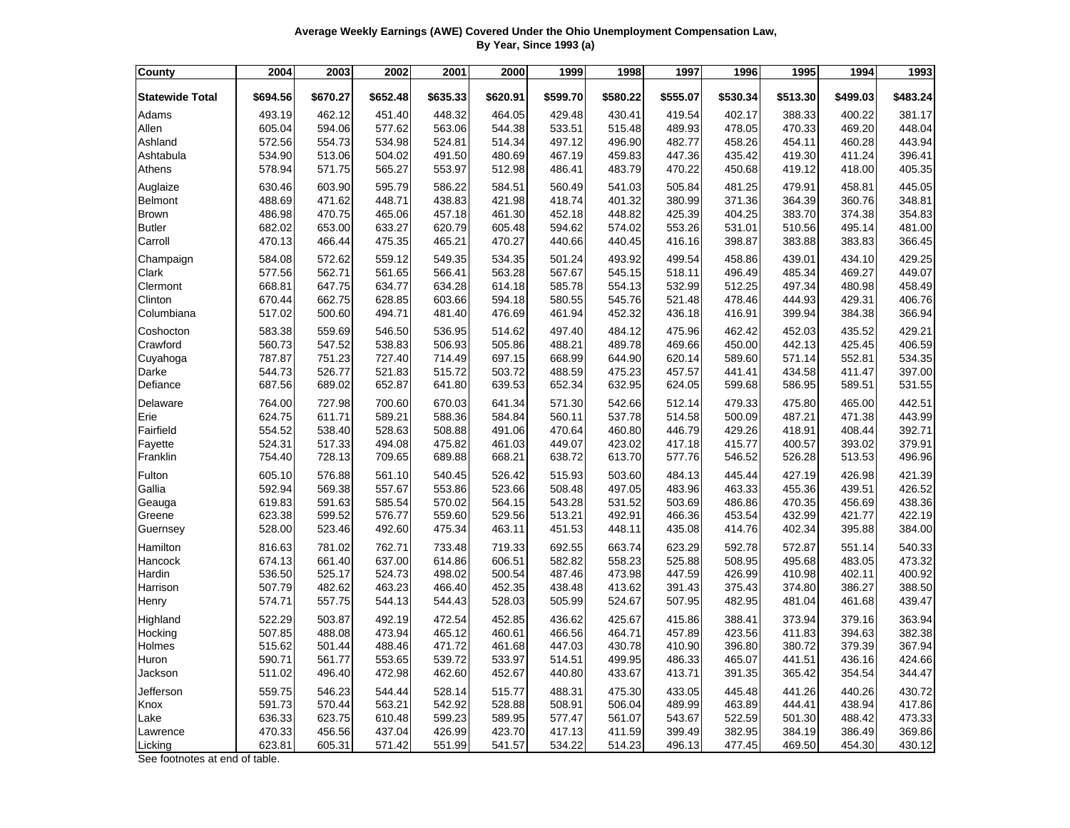**Average Weekly Earnings (AWE) Covered Under the Ohio Unemployment Compensation Law, By Year, Since 1993 (a)**

| County | 2004 | 2003 | 2002 | 2001 | 2000 | 1999 | 1998 | 1997 | 1996 | 1995 | 1994 | 1993 |
|---|---|---|---|---|---|---|---|---|---|---|---|---|
| **Statewide Total** | **$694.56** | **$670.27** | **$652.48** | **$635.33** | **$620.91** | **$599.70** | **$580.22** | **$555.07** | **$530.34** | **$513.30** | **$499.03** | **$483.24** |
| Adams | 493.19 | 462.12 | 451.40 | 448.32 | 464.05 | 429.48 | 430.41 | 419.54 | 402.17 | 388.33 | 400.22 | 381.17 |
| Allen | 605.04 | 594.06 | 577.62 | 563.06 | 544.38 | 533.51 | 515.48 | 489.93 | 478.05 | 470.33 | 469.20 | 448.04 |
| Ashland | 572.56 | 554.73 | 534.98 | 524.81 | 514.34 | 497.12 | 496.90 | 482.77 | 458.26 | 454.11 | 460.28 | 443.94 |
| Ashtabula | 534.90 | 513.06 | 504.02 | 491.50 | 480.69 | 467.19 | 459.83 | 447.36 | 435.42 | 419.30 | 411.24 | 396.41 |
| Athens | 578.94 | 571.75 | 565.27 | 553.97 | 512.98 | 486.41 | 483.79 | 470.22 | 450.68 | 419.12 | 418.00 | 405.35 |
| Auglaize | 630.46 | 603.90 | 595.79 | 586.22 | 584.51 | 560.49 | 541.03 | 505.84 | 481.25 | 479.91 | 458.81 | 445.05 |
| Belmont | 488.69 | 471.62 | 448.71 | 438.83 | 421.98 | 418.74 | 401.32 | 380.99 | 371.36 | 364.39 | 360.76 | 348.81 |
| Brown | 486.98 | 470.75 | 465.06 | 457.18 | 461.30 | 452.18 | 448.82 | 425.39 | 404.25 | 383.70 | 374.38 | 354.83 |
| Butler | 682.02 | 653.00 | 633.27 | 620.79 | 605.48 | 594.62 | 574.02 | 553.26 | 531.01 | 510.56 | 495.14 | 481.00 |
| Carroll | 470.13 | 466.44 | 475.35 | 465.21 | 470.27 | 440.66 | 440.45 | 416.16 | 398.87 | 383.88 | 383.83 | 366.45 |
| Champaign | 584.08 | 572.62 | 559.12 | 549.35 | 534.35 | 501.24 | 493.92 | 499.54 | 458.86 | 439.01 | 434.10 | 429.25 |
| Clark | 577.56 | 562.71 | 561.65 | 566.41 | 563.28 | 567.67 | 545.15 | 518.11 | 496.49 | 485.34 | 469.27 | 449.07 |
| Clermont | 668.81 | 647.75 | 634.77 | 634.28 | 614.18 | 585.78 | 554.13 | 532.99 | 512.25 | 497.34 | 480.98 | 458.49 |
| Clinton | 670.44 | 662.75 | 628.85 | 603.66 | 594.18 | 580.55 | 545.76 | 521.48 | 478.46 | 444.93 | 429.31 | 406.76 |
| Columbiana | 517.02 | 500.60 | 494.71 | 481.40 | 476.69 | 461.94 | 452.32 | 436.18 | 416.91 | 399.94 | 384.38 | 366.94 |
| Coshocton | 583.38 | 559.69 | 546.50 | 536.95 | 514.62 | 497.40 | 484.12 | 475.96 | 462.42 | 452.03 | 435.52 | 429.21 |
| Crawford | 560.73 | 547.52 | 538.83 | 506.93 | 505.86 | 488.21 | 489.78 | 469.66 | 450.00 | 442.13 | 425.45 | 406.59 |
| Cuyahoga | 787.87 | 751.23 | 727.40 | 714.49 | 697.15 | 668.99 | 644.90 | 620.14 | 589.60 | 571.14 | 552.81 | 534.35 |
| Darke | 544.73 | 526.77 | 521.83 | 515.72 | 503.72 | 488.59 | 475.23 | 457.57 | 441.41 | 434.58 | 411.47 | 397.00 |
| Defiance | 687.56 | 689.02 | 652.87 | 641.80 | 639.53 | 652.34 | 632.95 | 624.05 | 599.68 | 586.95 | 589.51 | 531.55 |
| Delaware | 764.00 | 727.98 | 700.60 | 670.03 | 641.34 | 571.30 | 542.66 | 512.14 | 479.33 | 475.80 | 465.00 | 442.51 |
| Erie | 624.75 | 611.71 | 589.21 | 588.36 | 584.84 | 560.11 | 537.78 | 514.58 | 500.09 | 487.21 | 471.38 | 443.99 |
| Fairfield | 554.52 | 538.40 | 528.63 | 508.88 | 491.06 | 470.64 | 460.80 | 446.79 | 429.26 | 418.91 | 408.44 | 392.71 |
| Fayette | 524.31 | 517.33 | 494.08 | 475.82 | 461.03 | 449.07 | 423.02 | 417.18 | 415.77 | 400.57 | 393.02 | 379.91 |
| Franklin | 754.40 | 728.13 | 709.65 | 689.88 | 668.21 | 638.72 | 613.70 | 577.76 | 546.52 | 526.28 | 513.53 | 496.96 |
| Fulton | 605.10 | 576.88 | 561.10 | 540.45 | 526.42 | 515.93 | 503.60 | 484.13 | 445.44 | 427.19 | 426.98 | 421.39 |
| Gallia | 592.94 | 569.38 | 557.67 | 553.86 | 523.66 | 508.48 | 497.05 | 483.96 | 463.33 | 455.36 | 439.51 | 426.52 |
| Geauga | 619.83 | 591.63 | 585.54 | 570.02 | 564.15 | 543.28 | 531.52 | 503.69 | 486.86 | 470.35 | 456.69 | 438.36 |
| Greene | 623.38 | 599.52 | 576.77 | 559.60 | 529.56 | 513.21 | 492.91 | 466.36 | 453.54 | 432.99 | 421.77 | 422.19 |
| Guernsey | 528.00 | 523.46 | 492.60 | 475.34 | 463.11 | 451.53 | 448.11 | 435.08 | 414.76 | 402.34 | 395.88 | 384.00 |
| Hamilton | 816.63 | 781.02 | 762.71 | 733.48 | 719.33 | 692.55 | 663.74 | 623.29 | 592.78 | 572.87 | 551.14 | 540.33 |
| Hancock | 674.13 | 661.40 | 637.00 | 614.86 | 606.51 | 582.82 | 558.23 | 525.88 | 508.95 | 495.68 | 483.05 | 473.32 |
| Hardin | 536.50 | 525.17 | 524.73 | 498.02 | 500.54 | 487.46 | 473.98 | 447.59 | 426.99 | 410.98 | 402.11 | 400.92 |
| Harrison | 507.79 | 482.62 | 463.23 | 466.40 | 452.35 | 438.48 | 413.62 | 391.43 | 375.43 | 374.80 | 386.27 | 388.50 |
| Henry | 574.71 | 557.75 | 544.13 | 544.43 | 528.03 | 505.99 | 524.67 | 507.95 | 482.95 | 481.04 | 461.68 | 439.47 |
| Highland | 522.29 | 503.87 | 492.19 | 472.54 | 452.85 | 436.62 | 425.67 | 415.86 | 388.41 | 373.94 | 379.16 | 363.94 |
| Hocking | 507.85 | 488.08 | 473.94 | 465.12 | 460.61 | 466.56 | 464.71 | 457.89 | 423.56 | 411.83 | 394.63 | 382.38 |
| Holmes | 515.62 | 501.44 | 488.46 | 471.72 | 461.68 | 447.03 | 430.78 | 410.90 | 396.80 | 380.72 | 379.39 | 367.94 |
| Huron | 590.71 | 561.77 | 553.65 | 539.72 | 533.97 | 514.51 | 499.95 | 486.33 | 465.07 | 441.51 | 436.16 | 424.66 |
| Jackson | 511.02 | 496.40 | 472.98 | 462.60 | 452.67 | 440.80 | 433.67 | 413.71 | 391.35 | 365.42 | 354.54 | 344.47 |
| Jefferson | 559.75 | 546.23 | 544.44 | 528.14 | 515.77 | 488.31 | 475.30 | 433.05 | 445.48 | 441.26 | 440.26 | 430.72 |
| Knox | 591.73 | 570.44 | 563.21 | 542.92 | 528.88 | 508.91 | 506.04 | 489.99 | 463.89 | 444.41 | 438.94 | 417.86 |
| Lake | 636.33 | 623.75 | 610.48 | 599.23 | 589.95 | 577.47 | 561.07 | 543.67 | 522.59 | 501.30 | 488.42 | 473.33 |
| Lawrence | 470.33 | 456.56 | 437.04 | 426.99 | 423.70 | 417.13 | 411.59 | 399.49 | 382.95 | 384.19 | 386.49 | 369.86 |
| Licking | 623.81 | 605.31 | 571.42 | 551.99 | 541.57 | 534.22 | 514.23 | 496.13 | 477.45 | 469.50 | 454.30 | 430.12 |

See footnotes at end of table.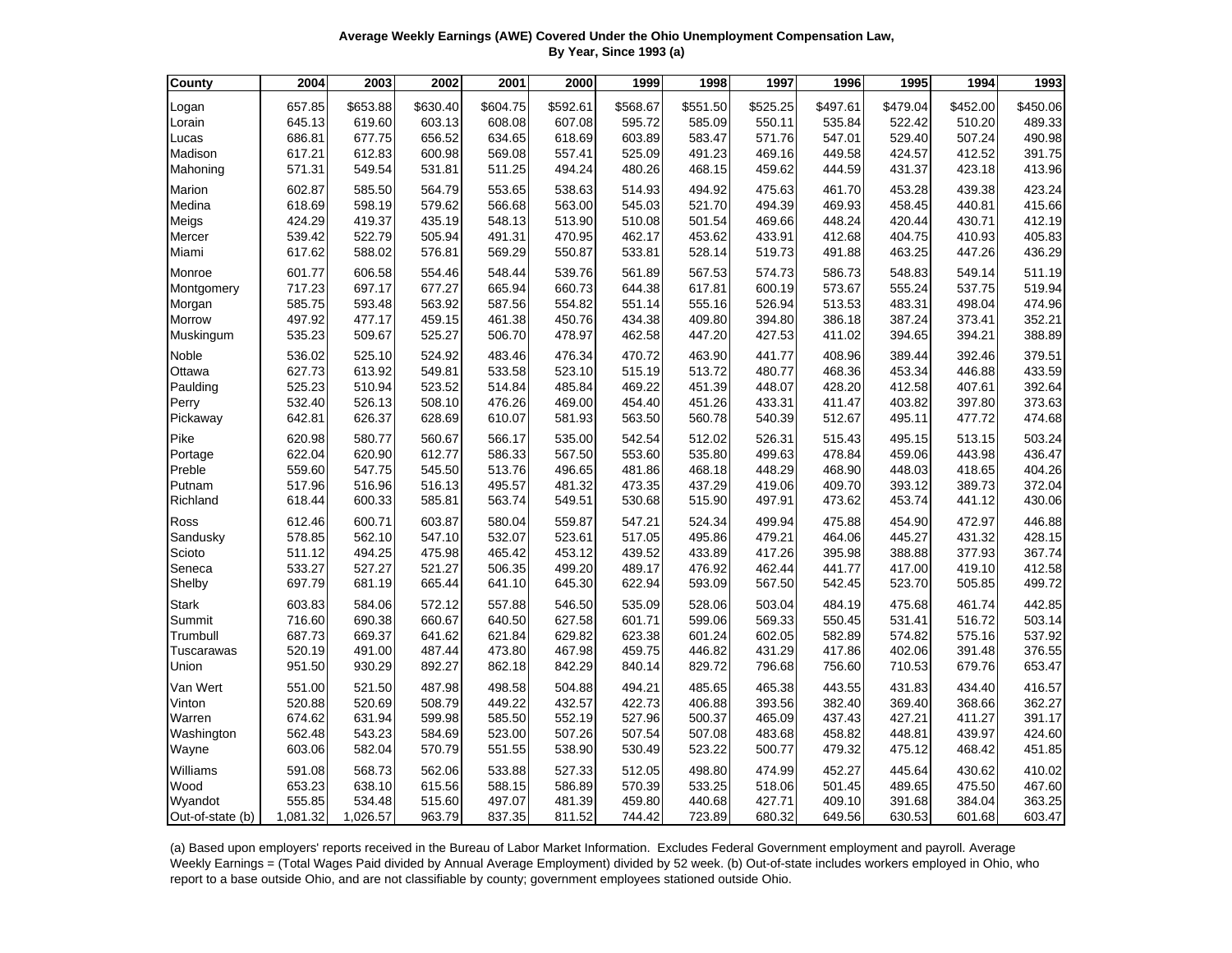**Average Weekly Earnings (AWE) Covered Under the Ohio Unemployment Compensation Law, By Year, Since 1993 (a)**

| County | 2004 | 2003 | 2002 | 2001 | 2000 | 1999 | 1998 | 1997 | 1996 | 1995 | 1994 | 1993 |
|---|---|---|---|---|---|---|---|---|---|---|---|---|
| Logan | 657.85 | $653.88 | $630.40 | $604.75 | $592.61 | $568.67 | $551.50 | $525.25 | $497.61 | $479.04 | $452.00 | $450.06 |
| Lorain | 645.13 | 619.60 | 603.13 | 608.08 | 607.08 | 595.72 | 585.09 | 550.11 | 535.84 | 522.42 | 510.20 | 489.33 |
| Lucas | 686.81 | 677.75 | 656.52 | 634.65 | 618.69 | 603.89 | 583.47 | 571.76 | 547.01 | 529.40 | 507.24 | 490.98 |
| Madison | 617.21 | 612.83 | 600.98 | 569.08 | 557.41 | 525.09 | 491.23 | 469.16 | 449.58 | 424.57 | 412.52 | 391.75 |
| Mahoning | 571.31 | 549.54 | 531.81 | 511.25 | 494.24 | 480.26 | 468.15 | 459.62 | 444.59 | 431.37 | 423.18 | 413.96 |
| Marion | 602.87 | 585.50 | 564.79 | 553.65 | 538.63 | 514.93 | 494.92 | 475.63 | 461.70 | 453.28 | 439.38 | 423.24 |
| Medina | 618.69 | 598.19 | 579.62 | 566.68 | 563.00 | 545.03 | 521.70 | 494.39 | 469.93 | 458.45 | 440.81 | 415.66 |
| Meigs | 424.29 | 419.37 | 435.19 | 548.13 | 513.90 | 510.08 | 501.54 | 469.66 | 448.24 | 420.44 | 430.71 | 412.19 |
| Mercer | 539.42 | 522.79 | 505.94 | 491.31 | 470.95 | 462.17 | 453.62 | 433.91 | 412.68 | 404.75 | 410.93 | 405.83 |
| Miami | 617.62 | 588.02 | 576.81 | 569.29 | 550.87 | 533.81 | 528.14 | 519.73 | 491.88 | 463.25 | 447.26 | 436.29 |
| Monroe | 601.77 | 606.58 | 554.46 | 548.44 | 539.76 | 561.89 | 567.53 | 574.73 | 586.73 | 548.83 | 549.14 | 511.19 |
| Montgomery | 717.23 | 697.17 | 677.27 | 665.94 | 660.73 | 644.38 | 617.81 | 600.19 | 573.67 | 555.24 | 537.75 | 519.94 |
| Morgan | 585.75 | 593.48 | 563.92 | 587.56 | 554.82 | 551.14 | 555.16 | 526.94 | 513.53 | 483.31 | 498.04 | 474.96 |
| Morrow | 497.92 | 477.17 | 459.15 | 461.38 | 450.76 | 434.38 | 409.80 | 394.80 | 386.18 | 387.24 | 373.41 | 352.21 |
| Muskingum | 535.23 | 509.67 | 525.27 | 506.70 | 478.97 | 462.58 | 447.20 | 427.53 | 411.02 | 394.65 | 394.21 | 388.89 |
| Noble | 536.02 | 525.10 | 524.92 | 483.46 | 476.34 | 470.72 | 463.90 | 441.77 | 408.96 | 389.44 | 392.46 | 379.51 |
| Ottawa | 627.73 | 613.92 | 549.81 | 533.58 | 523.10 | 515.19 | 513.72 | 480.77 | 468.36 | 453.34 | 446.88 | 433.59 |
| Paulding | 525.23 | 510.94 | 523.52 | 514.84 | 485.84 | 469.22 | 451.39 | 448.07 | 428.20 | 412.58 | 407.61 | 392.64 |
| Perry | 532.40 | 526.13 | 508.10 | 476.26 | 469.00 | 454.40 | 451.26 | 433.31 | 411.47 | 403.82 | 397.80 | 373.63 |
| Pickaway | 642.81 | 626.37 | 628.69 | 610.07 | 581.93 | 563.50 | 560.78 | 540.39 | 512.67 | 495.11 | 477.72 | 474.68 |
| Pike | 620.98 | 580.77 | 560.67 | 566.17 | 535.00 | 542.54 | 512.02 | 526.31 | 515.43 | 495.15 | 513.15 | 503.24 |
| Portage | 622.04 | 620.90 | 612.77 | 586.33 | 567.50 | 553.60 | 535.80 | 499.63 | 478.84 | 459.06 | 443.98 | 436.47 |
| Preble | 559.60 | 547.75 | 545.50 | 513.76 | 496.65 | 481.86 | 468.18 | 448.29 | 468.90 | 448.03 | 418.65 | 404.26 |
| Putnam | 517.96 | 516.96 | 516.13 | 495.57 | 481.32 | 473.35 | 437.29 | 419.06 | 409.70 | 393.12 | 389.73 | 372.04 |
| Richland | 618.44 | 600.33 | 585.81 | 563.74 | 549.51 | 530.68 | 515.90 | 497.91 | 473.62 | 453.74 | 441.12 | 430.06 |
| Ross | 612.46 | 600.71 | 603.87 | 580.04 | 559.87 | 547.21 | 524.34 | 499.94 | 475.88 | 454.90 | 472.97 | 446.88 |
| Sandusky | 578.85 | 562.10 | 547.10 | 532.07 | 523.61 | 517.05 | 495.86 | 479.21 | 464.06 | 445.27 | 431.32 | 428.15 |
| Scioto | 511.12 | 494.25 | 475.98 | 465.42 | 453.12 | 439.52 | 433.89 | 417.26 | 395.98 | 388.88 | 377.93 | 367.74 |
| Seneca | 533.27 | 527.27 | 521.27 | 506.35 | 499.20 | 489.17 | 476.92 | 462.44 | 441.77 | 417.00 | 419.10 | 412.58 |
| Shelby | 697.79 | 681.19 | 665.44 | 641.10 | 645.30 | 622.94 | 593.09 | 567.50 | 542.45 | 523.70 | 505.85 | 499.72 |
| Stark | 603.83 | 584.06 | 572.12 | 557.88 | 546.50 | 535.09 | 528.06 | 503.04 | 484.19 | 475.68 | 461.74 | 442.85 |
| Summit | 716.60 | 690.38 | 660.67 | 640.50 | 627.58 | 601.71 | 599.06 | 569.33 | 550.45 | 531.41 | 516.72 | 503.14 |
| Trumbull | 687.73 | 669.37 | 641.62 | 621.84 | 629.82 | 623.38 | 601.24 | 602.05 | 582.89 | 574.82 | 575.16 | 537.92 |
| Tuscarawas | 520.19 | 491.00 | 487.44 | 473.80 | 467.98 | 459.75 | 446.82 | 431.29 | 417.86 | 402.06 | 391.48 | 376.55 |
| Union | 951.50 | 930.29 | 892.27 | 862.18 | 842.29 | 840.14 | 829.72 | 796.68 | 756.60 | 710.53 | 679.76 | 653.47 |
| Van Wert | 551.00 | 521.50 | 487.98 | 498.58 | 504.88 | 494.21 | 485.65 | 465.38 | 443.55 | 431.83 | 434.40 | 416.57 |
| Vinton | 520.88 | 520.69 | 508.79 | 449.22 | 432.57 | 422.73 | 406.88 | 393.56 | 382.40 | 369.40 | 368.66 | 362.27 |
| Warren | 674.62 | 631.94 | 599.98 | 585.50 | 552.19 | 527.96 | 500.37 | 465.09 | 437.43 | 427.21 | 411.27 | 391.17 |
| Washington | 562.48 | 543.23 | 584.69 | 523.00 | 507.26 | 507.54 | 507.08 | 483.68 | 458.82 | 448.81 | 439.97 | 424.60 |
| Wayne | 603.06 | 582.04 | 570.79 | 551.55 | 538.90 | 530.49 | 523.22 | 500.77 | 479.32 | 475.12 | 468.42 | 451.85 |
| Williams | 591.08 | 568.73 | 562.06 | 533.88 | 527.33 | 512.05 | 498.80 | 474.99 | 452.27 | 445.64 | 430.62 | 410.02 |
| Wood | 653.23 | 638.10 | 615.56 | 588.15 | 586.89 | 570.39 | 533.25 | 518.06 | 501.45 | 489.65 | 475.50 | 467.60 |
| Wyandot | 555.85 | 534.48 | 515.60 | 497.07 | 481.39 | 459.80 | 440.68 | 427.71 | 409.10 | 391.68 | 384.04 | 363.25 |
| Out-of-state (b) | 1,081.32 | 1,026.57 | 963.79 | 837.35 | 811.52 | 744.42 | 723.89 | 680.32 | 649.56 | 630.53 | 601.68 | 603.47 |

(a) Based upon employers' reports received in the Bureau of Labor Market Information. Excludes Federal Government employment and payroll. Average Weekly Earnings = (Total Wages Paid divided by Annual Average Employment) divided by 52 week. (b) Out-of-state includes workers employed in Ohio, who report to a base outside Ohio, and are not classifiable by county; government employees stationed outside Ohio.